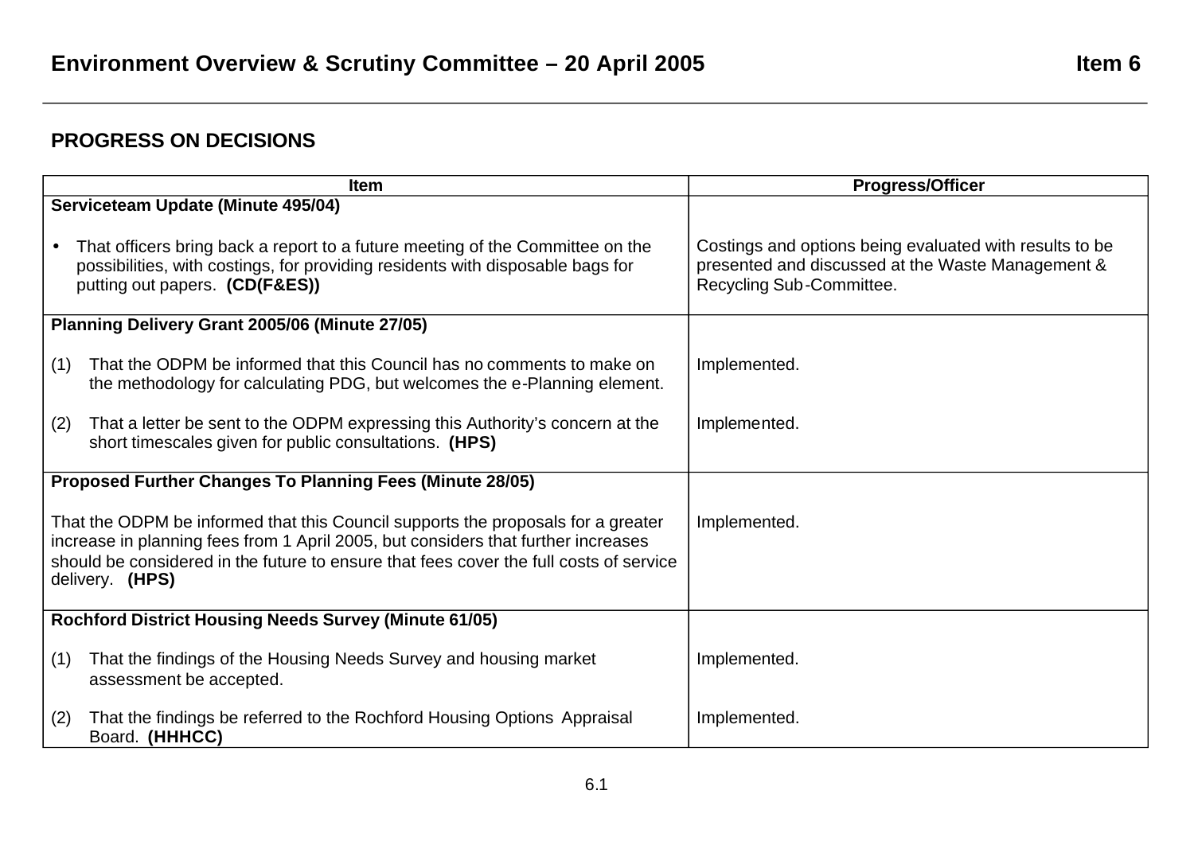# Environment Overview & Scrutiny Committee – 20 April 2005 — Item 6

## PROGRESS ON DECISIONS

| Item | Progress/Officer |
|---|---|
| **Serviceteam Update (Minute 495/04)** | |
| • That officers bring back a report to a future meeting of the Committee on the possibilities, with costings, for providing residents with disposable bags for putting out papers. **(CD(F&ES))** | Costings and options being evaluated with results to be presented and discussed at the Waste Management & Recycling Sub-Committee. |
| **Planning Delivery Grant 2005/06 (Minute 27/05)** | |
| (1) That the ODPM be informed that this Council has no comments to make on the methodology for calculating PDG, but welcomes the e-Planning element. | Implemented. |
| (2) That a letter be sent to the ODPM expressing this Authority's concern at the short timescales given for public consultations. **(HPS)** | Implemented. |
| **Proposed Further Changes To Planning Fees (Minute 28/05)** | |
| That the ODPM be informed that this Council supports the proposals for a greater increase in planning fees from 1 April 2005, but considers that further increases should be considered in the future to ensure that fees cover the full costs of service delivery. **(HPS)** | Implemented. |
| **Rochford District Housing Needs Survey (Minute 61/05)** | |
| (1) That the findings of the Housing Needs Survey and housing market assessment be accepted. | Implemented. |
| (2) That the findings be referred to the Rochford Housing Options Appraisal Board. **(HHHCC)** | Implemented. |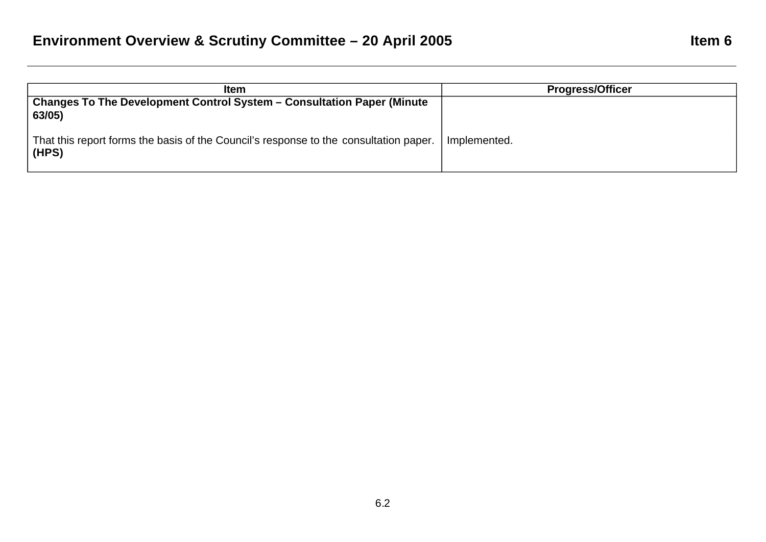| Item | Progress/Officer |
|---|---|
| **Changes To The Development Control System – Consultation Paper (Minute 63/05)**<br><br>That this report forms the basis of the Council's response to the consultation paper. **(HPS)** | Implemented. |